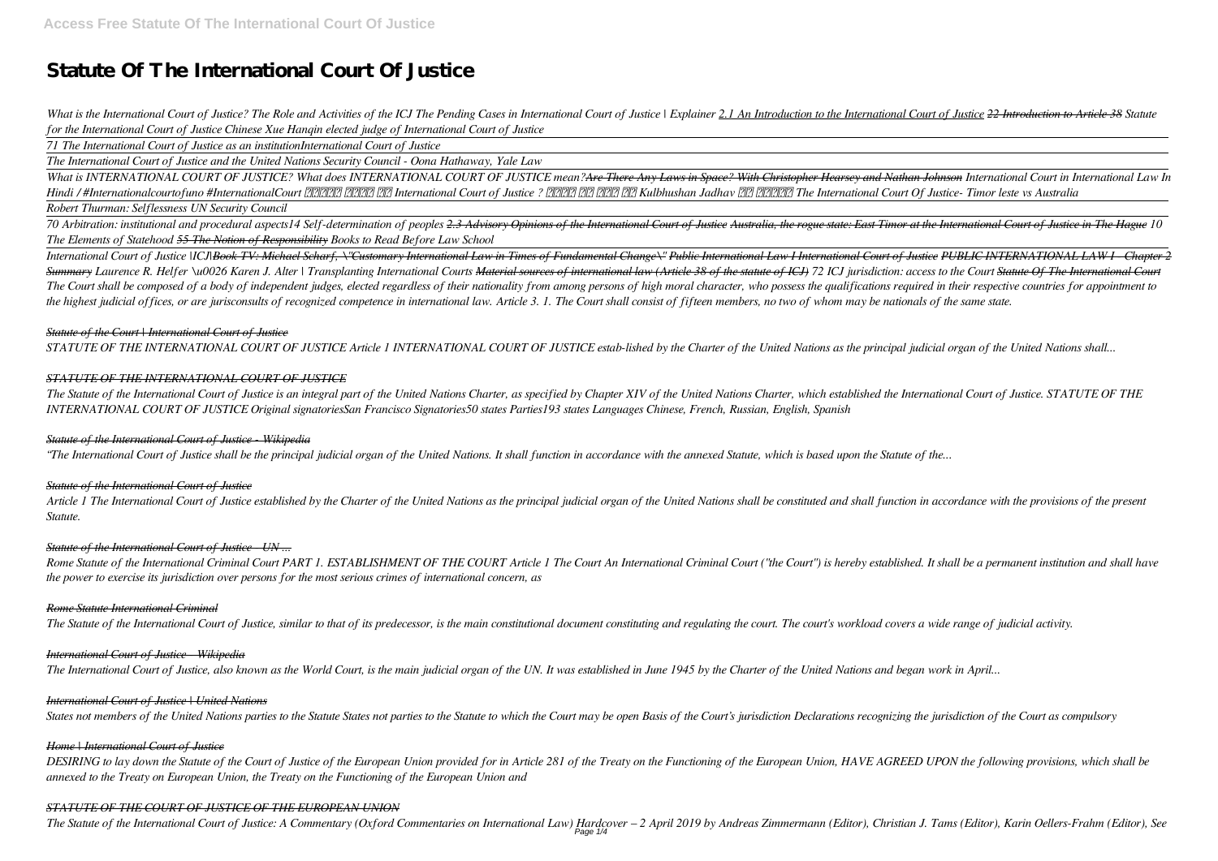# Statute Of The International Court Of Justice

*What is the International Court of Justice? The Role and Activities of the ICJ The Pending Cases in International Court of Justice | Explainer 2.1 An Introduction to the International Court of Justice 22 Introduction to Article 38 Statute for the International Court of Justice Chinese Xue Hanqin elected judge of International Court of Justice*

*71 The International Court of Justice as an institutionInternational Court of Justice*

*The International Court of Justice and the United Nations Security Council - Oona Hathaway, Yale Law*

*What is INTERNATIONAL COURT OF JUSTICE? What does INTERNATIONAL COURT OF JUSTICE mean?Are There Any Laws in Space? With Christopher Hearsey and Nathan Johnson International Court in International Law In Hindi / #Internationalcourtofuno #InternationalCourt क्या होता है International Court of Justice ? क्या है काम और Kulbhushan Jadhav का मामला The International Court Of Justice- Timor leste vs Australia*

*Robert Thurman: Selflessness UN Security Council*

*70 Arbitration: institutional and procedural aspects14 Self-determination of peoples 2.3 Advisory Opinions of the International Court of Justice Australia, the rogue state: East Timor at the International Court of Justice in The Hague 10 The Elements of Statehood 55 The Notion of Responsibility Books to Read Before Law School*

*International Court of Justice |ICJ|Book TV: Michael Scharf, \"Customary International Law in Times of Fundamental Change\" Public International Law I International Court of Justice PUBLIC INTERNATIONAL LAW I - Chapter 2 Summary Laurence R. Helfer \u0026 Karen J. Alter | Transplanting International Courts Material sources of international law (Article 38 of the statute of ICJ) 72 ICJ jurisdiction: access to the Court Statute Of The International Court*
*The Court shall be composed of a body of independent judges, elected regardless of their nationality from among persons of high moral character, who possess the qualifications required in their respective countries for appointment to the highest judicial offices, or are jurisconsults of recognized competence in international law. Article 3. 1. The Court shall consist of fifteen members, no two of whom may be nationals of the same state.*

### *Statute of the Court | International Court of Justice*

*STATUTE OF THE INTERNATIONAL COURT OF JUSTICE Article 1 INTERNATIONAL COURT OF JUSTICE estab-lished by the Charter of the United Nations as the principal judicial organ of the United Nations shall...*

### *STATUTE OF THE INTERNATIONAL COURT OF JUSTICE*

*The Statute of the International Court of Justice is an integral part of the United Nations Charter, as specified by Chapter XIV of the United Nations Charter, which established the International Court of Justice. STATUTE OF THE INTERNATIONAL COURT OF JUSTICE Original signatoriesSan Francisco Signatories50 states Parties193 states Languages Chinese, French, Russian, English, Spanish*

### *Statute of the International Court of Justice - Wikipedia*

*"The International Court of Justice shall be the principal judicial organ of the United Nations. It shall function in accordance with the annexed Statute, which is based upon the Statute of the...*

### *Statute of the International Court of Justice*

*Article 1 The International Court of Justice established by the Charter of the United Nations as the principal judicial organ of the United Nations shall be constituted and shall function in accordance with the provisions of the present Statute.*

### *Statute of the International Court of Justice - UN ...*

*Rome Statute of the International Criminal Court PART 1. ESTABLISHMENT OF THE COURT Article 1 The Court An International Criminal Court ("the Court") is hereby established. It shall be a permanent institution and shall have the power to exercise its jurisdiction over persons for the most serious crimes of international concern, as*

### *Rome Statute International Criminal*

*The Statute of the International Court of Justice, similar to that of its predecessor, is the main constitutional document constituting and regulating the court. The court's workload covers a wide range of judicial activity.*

### *International Court of Justice - Wikipedia*

*The International Court of Justice, also known as the World Court, is the main judicial organ of the UN. It was established in June 1945 by the Charter of the United Nations and began work in April...*

### *International Court of Justice | United Nations*

*States not members of the United Nations parties to the Statute States not parties to the Statute to which the Court may be open Basis of the Court's jurisdiction Declarations recognizing the jurisdiction of the Court as compulsory*

### *Home | International Court of Justice*

*DESIRING to lay down the Statute of the Court of Justice of the European Union provided for in Article 281 of the Treaty on the Functioning of the European Union, HAVE AGREED UPON the following provisions, which shall be annexed to the Treaty on European Union, the Treaty on the Functioning of the European Union and*

### *STATUTE OF THE COURT OF JUSTICE OF THE EUROPEAN UNION*

*The Statute of the International Court of Justice: A Commentary (Oxford Commentaries on International Law) Hardcover – 2 April 2019 by Andreas Zimmermann (Editor), Christian J. Tams (Editor), Karin Oellers-Frahm (Editor), See*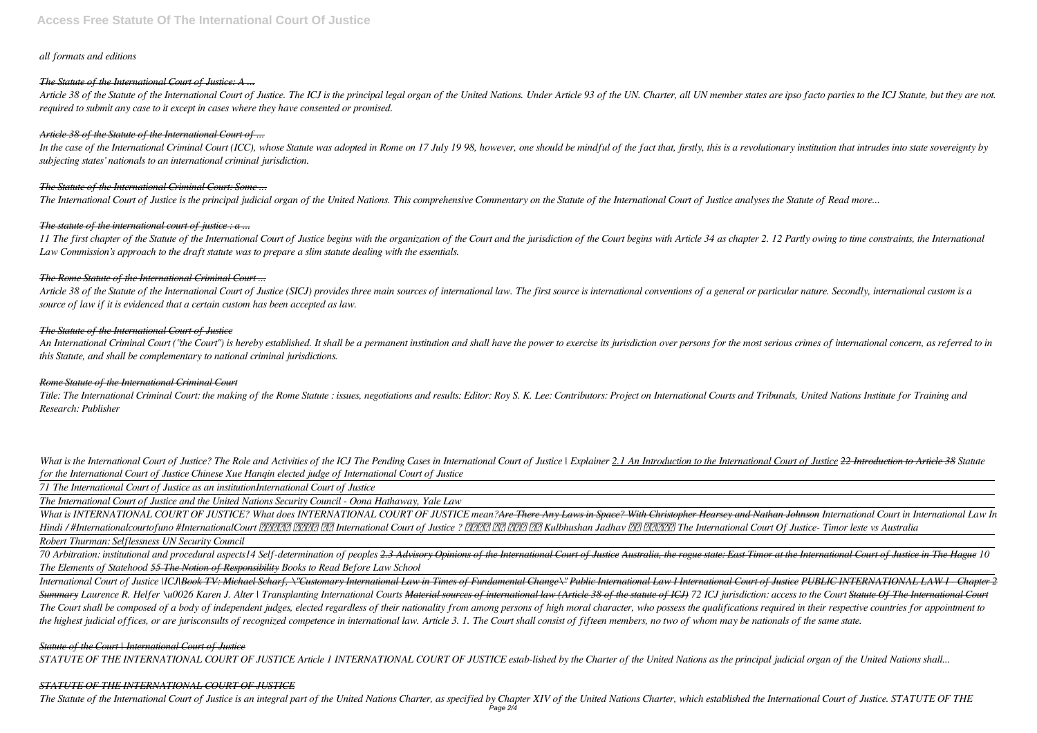*all formats and editions*

### *The Statute of the International Court of Justice: A ...*

*Article 38 of the Statute of the International Court of Justice. The ICJ is the principal legal organ of the United Nations. Under Article 93 of the UN. Charter, all UN member states are ipso facto parties to the ICJ Statute, but they are not. required to submit any case to it except in cases where they have consented or promised.*

### *Article 38 of the Statute of the International Court of ...*

*In the case of the International Criminal Court (ICC), whose Statute was adopted in Rome on 17 July 19 98, however, one should be mindful of the fact that, firstly, this is a revolutionary institution that intrudes into state sovereignty by subjecting states' nationals to an international criminal jurisdiction.*

### *The Statute of the International Criminal Court: Some ...*

*The International Court of Justice is the principal judicial organ of the United Nations. This comprehensive Commentary on the Statute of the International Court of Justice analyses the Statute of Read more...*

### *The statute of the international court of justice : a ...*

*11 The first chapter of the Statute of the International Court of Justice begins with the organization of the Court and the jurisdiction of the Court begins with Article 34 as chapter 2. 12 Partly owing to time constraints, the International Law Commission's approach to the draft statute was to prepare a slim statute dealing with the essentials.*

### *The Rome Statute of the International Criminal Court ...*

*Article 38 of the Statute of the International Court of Justice (SICJ) provides three main sources of international law. The first source is international conventions of a general or particular nature. Secondly, international custom is a source of law if it is evidenced that a certain custom has been accepted as law.*

### *The Statute of the International Court of Justice*

*An International Criminal Court ("the Court") is hereby established. It shall be a permanent institution and shall have the power to exercise its jurisdiction over persons for the most serious crimes of international concern, as referred to in this Statute, and shall be complementary to national criminal jurisdictions.*

### *Rome Statute of the International Criminal Court*

*Title: The International Criminal Court: the making of the Rome Statute : issues, negotiations and results: Editor: Roy S. K. Lee: Contributors: Project on International Courts and Tribunals, United Nations Institute for Training and Research: Publisher*

*What is the International Court of Justice? The Role and Activities of the ICJ The Pending Cases in International Court of Justice | Explainer 2.1 An Introduction to the International Court of Justice 22 Introduction to Article 38 Statute for the International Court of Justice Chinese Xue Hanqin elected judge of International Court of Justice*

*71 The International Court of Justice as an institutionInternational Court of Justice*

*The International Court of Justice and the United Nations Security Council - Oona Hathaway, Yale Law*

*What is INTERNATIONAL COURT OF JUSTICE? What does INTERNATIONAL COURT OF JUSTICE mean?Are There Any Laws in Space? With Christopher Hearsey and Nathan Johnson International Court in International Law In Hindi / #Internationalcourtofuno #InternationalCourt [illegible] International Court of Justice ? [illegible] Kulbhushan Jadhav [illegible] The International Court Of Justice- Timor leste vs Australia*

*Robert Thurman: Selflessness UN Security Council*

*70 Arbitration: institutional and procedural aspects14 Self-determination of peoples 2.3 Advisory Opinions of the International Court of Justice Australia, the rogue state: East Timor at the International Court of Justice in The Hague 10 The Elements of Statehood 55 The Notion of Responsibility Books to Read Before Law School*

*International Court of Justice |ICJ|Book TV: Michael Scharf, \"Customary International Law in Times of Fundamental Change\" Public International Law I International Court of Justice PUBLIC INTERNATIONAL LAW I - Chapter 2 Summary Laurence R. Helfer \u0026 Karen J. Alter | Transplanting International Courts Material sources of international law (Article 38 of the statute of ICJ) 72 ICJ jurisdiction: access to the Court Statute Of The International Court The Court shall be composed of a body of independent judges, elected regardless of their nationality from among persons of high moral character, who possess the qualifications required in their respective countries for appointment to the highest judicial offices, or are jurisconsults of recognized competence in international law. Article 3. 1. The Court shall consist of fifteen members, no two of whom may be nationals of the same state.*

### *Statute of the Court | International Court of Justice*

*STATUTE OF THE INTERNATIONAL COURT OF JUSTICE Article 1 INTERNATIONAL COURT OF JUSTICE estab-lished by the Charter of the United Nations as the principal judicial organ of the United Nations shall...*

### *STATUTE OF THE INTERNATIONAL COURT OF JUSTICE*

*The Statute of the International Court of Justice is an integral part of the United Nations Charter, as specified by Chapter XIV of the United Nations Charter, which established the International Court of Justice. STATUTE OF THE*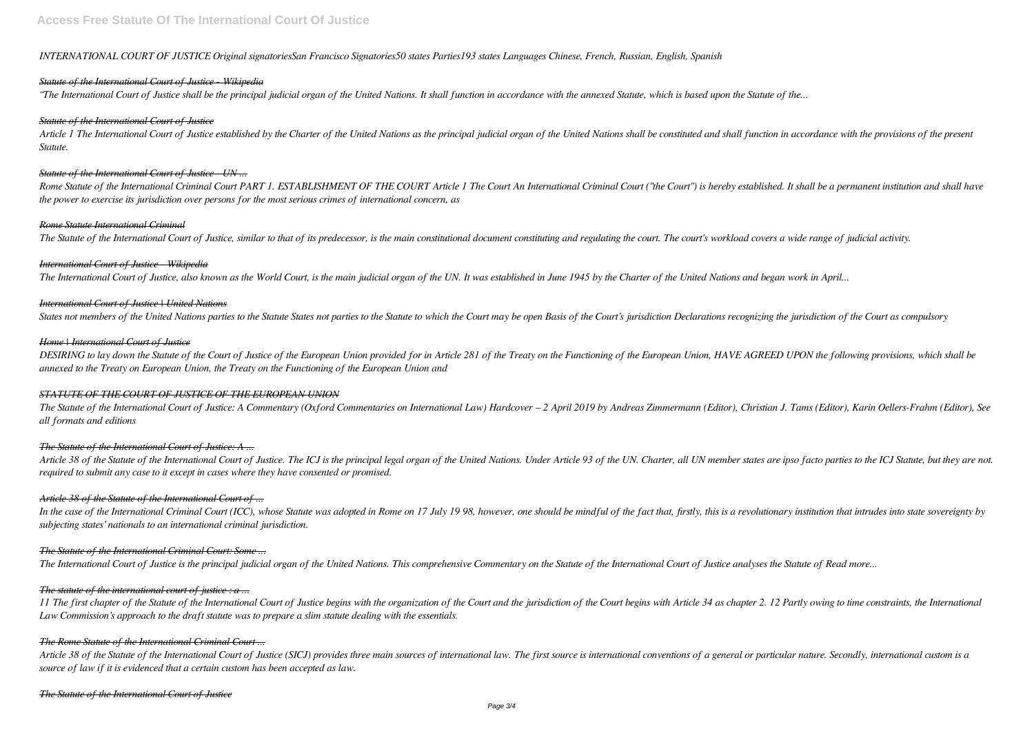*INTERNATIONAL COURT OF JUSTICE Original signatoriesSan Francisco Signatories50 states Parties193 states Languages Chinese, French, Russian, English, Spanish*

### *Statute of the International Court of Justice - Wikipedia*

*"The International Court of Justice shall be the principal judicial organ of the United Nations. It shall function in accordance with the annexed Statute, which is based upon the Statute of the...*

### *Statute of the International Court of Justice*

*Article 1 The International Court of Justice established by the Charter of the United Nations as the principal judicial organ of the United Nations shall be constituted and shall function in accordance with the provisions of the present Statute.*

### *Statute of the International Court of Justice - UN ...*

*Rome Statute of the International Criminal Court PART 1. ESTABLISHMENT OF THE COURT Article 1 The Court An International Criminal Court ("the Court") is hereby established. It shall be a permanent institution and shall have the power to exercise its jurisdiction over persons for the most serious crimes of international concern, as*

### *Rome Statute International Criminal*

*The Statute of the International Court of Justice, similar to that of its predecessor, is the main constitutional document constituting and regulating the court. The court's workload covers a wide range of judicial activity.*

### *International Court of Justice - Wikipedia*

*The International Court of Justice, also known as the World Court, is the main judicial organ of the UN. It was established in June 1945 by the Charter of the United Nations and began work in April...*

### *International Court of Justice | United Nations*

*States not members of the United Nations parties to the Statute States not parties to the Statute to which the Court may be open Basis of the Court's jurisdiction Declarations recognizing the jurisdiction of the Court as compulsory*

### *Home | International Court of Justice*

*DESIRING to lay down the Statute of the Court of Justice of the European Union provided for in Article 281 of the Treaty on the Functioning of the European Union, HAVE AGREED UPON the following provisions, which shall be annexed to the Treaty on European Union, the Treaty on the Functioning of the European Union and*

### *STATUTE OF THE COURT OF JUSTICE OF THE EUROPEAN UNION*

*The Statute of the International Court of Justice: A Commentary (Oxford Commentaries on International Law) Hardcover – 2 April 2019 by Andreas Zimmermann (Editor), Christian J. Tams (Editor), Karin Oellers-Frahm (Editor), See all formats and editions*

### *The Statute of the International Court of Justice: A ...*

*Article 38 of the Statute of the International Court of Justice. The ICJ is the principal legal organ of the United Nations. Under Article 93 of the UN. Charter, all UN member states are ipso facto parties to the ICJ Statute, but they are not. required to submit any case to it except in cases where they have consented or promised.*

### *Article 38 of the Statute of the International Court of ...*

*In the case of the International Criminal Court (ICC), whose Statute was adopted in Rome on 17 July 19 98, however, one should be mindful of the fact that, firstly, this is a revolutionary institution that intrudes into state sovereignty by subjecting states' nationals to an international criminal jurisdiction.*

### *The Statute of the International Criminal Court: Some ...*

*The International Court of Justice is the principal judicial organ of the United Nations. This comprehensive Commentary on the Statute of the International Court of Justice analyses the Statute of Read more...*

### *The statute of the international court of justice : a ...*

*11 The first chapter of the Statute of the International Court of Justice begins with the organization of the Court and the jurisdiction of the Court begins with Article 34 as chapter 2. 12 Partly owing to time constraints, the International Law Commission's approach to the draft statute was to prepare a slim statute dealing with the essentials.*

### *The Rome Statute of the International Criminal Court ...*

*Article 38 of the Statute of the International Court of Justice (SICJ) provides three main sources of international law. The first source is international conventions of a general or particular nature. Secondly, international custom is a source of law if it is evidenced that a certain custom has been accepted as law.*

### *The Statute of the International Court of Justice*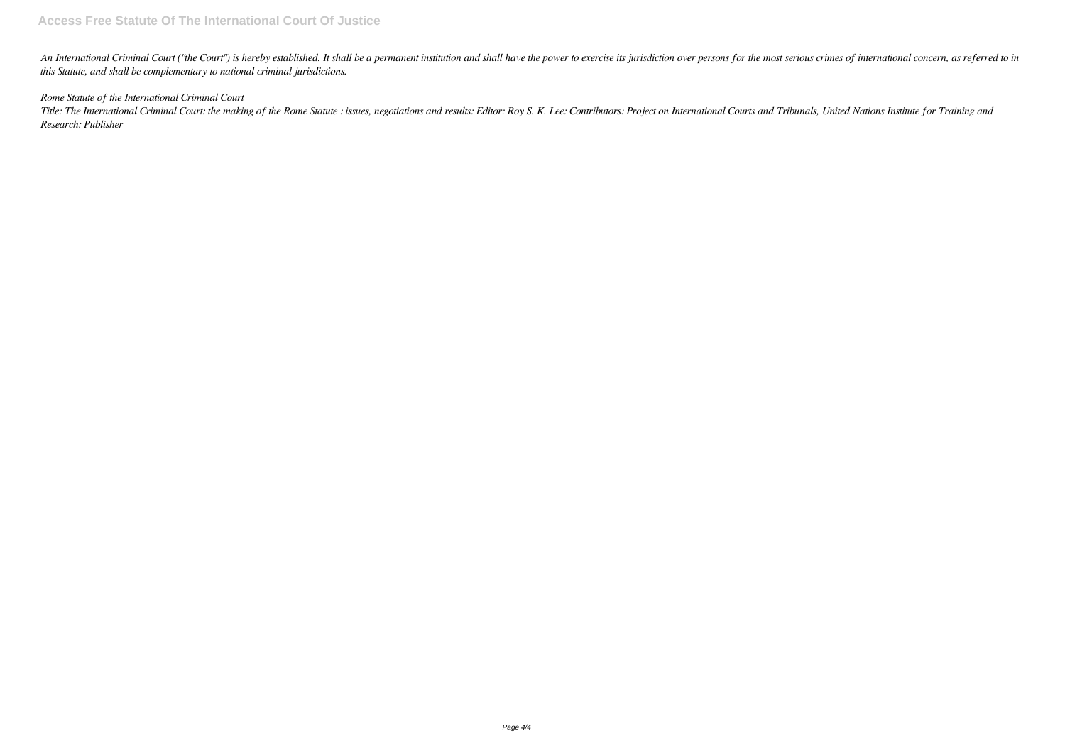*An International Criminal Court ("the Court") is hereby established. It shall be a permanent institution and shall have the power to exercise its jurisdiction over persons for the most serious crimes of international concern, as referred to in this Statute, and shall be complementary to national criminal jurisdictions.*

*Rome Statute of the International Criminal Court*

*Title: The International Criminal Court: the making of the Rome Statute : issues, negotiations and results: Editor: Roy S. K. Lee: Contributors: Project on International Courts and Tribunals, United Nations Institute for Training and Research: Publisher*